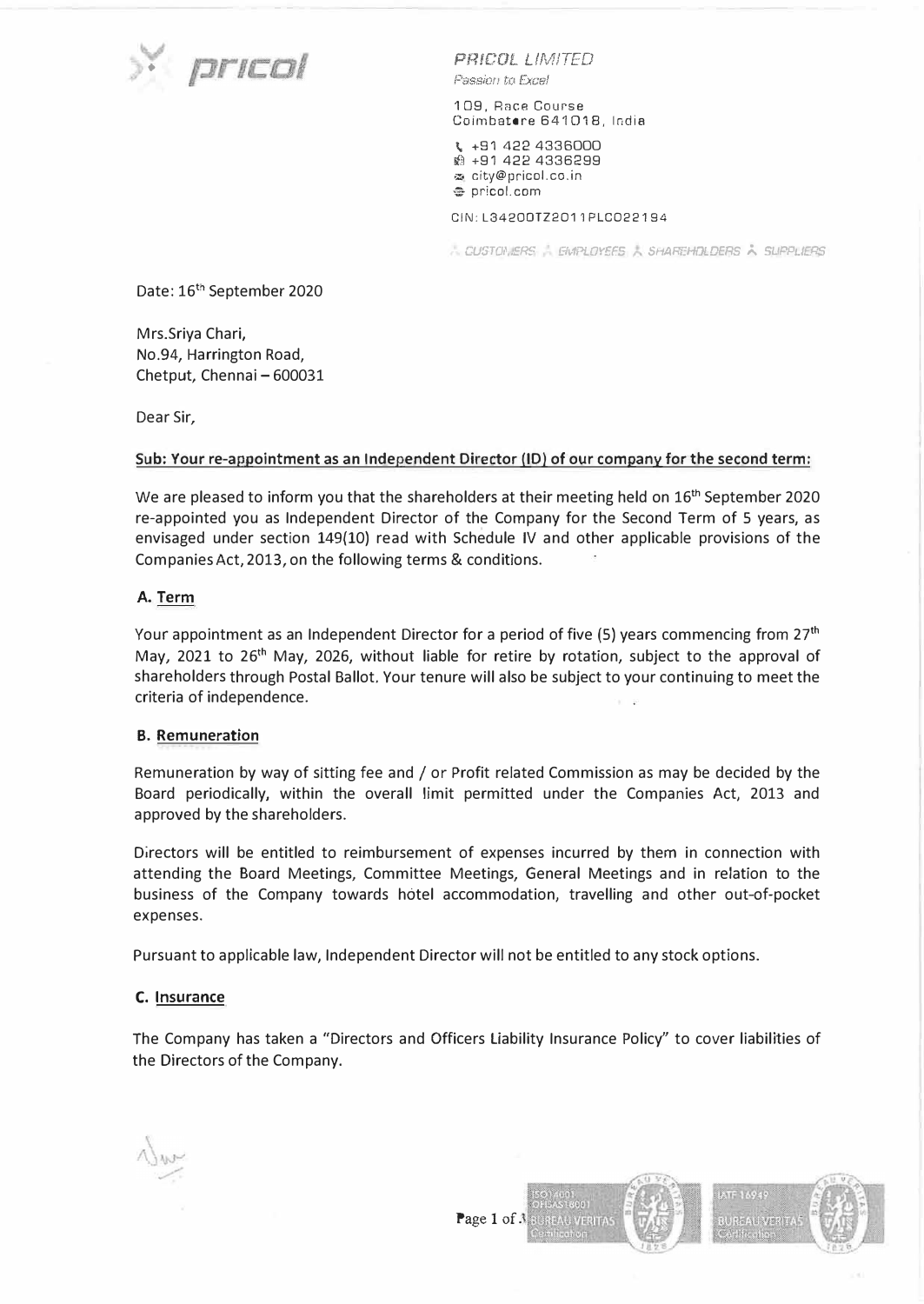**PRICOL LIMITED**
*Passion to Excel*

109, Race Course
Coimbatore 641018, India

+91 422 4336000
+91 422 4336299
city@pricol.co.in
pricol.com

CIN: L34200TZ2011PLC022194

CUSTOMERS EMPLOYEES SHAREHOLDERS SUPPLIERS

Date: 16th September 2020

Mrs.Sriya Chari,
No.94, Harrington Road,
Chetput, Chennai – 600031

Dear Sir,

**Sub: Your re-appointment as an Independent Director (ID) of our company for the second term:**

We are pleased to inform you that the shareholders at their meeting held on 16th September 2020 re-appointed you as Independent Director of the Company for the Second Term of 5 years, as envisaged under section 149(10) read with Schedule IV and other applicable provisions of the Companies Act, 2013, on the following terms & conditions.

## A. Term

Your appointment as an Independent Director for a period of five (5) years commencing from 27th May, 2021 to 26th May, 2026, without liable for retire by rotation, subject to the approval of shareholders through Postal Ballot. Your tenure will also be subject to your continuing to meet the criteria of independence.

## B. Remuneration

Remuneration by way of sitting fee and / or Profit related Commission as may be decided by the Board periodically, within the overall limit permitted under the Companies Act, 2013 and approved by the shareholders.

Directors will be entitled to reimbursement of expenses incurred by them in connection with attending the Board Meetings, Committee Meetings, General Meetings and in relation to the business of the Company towards hotel accommodation, travelling and other out-of-pocket expenses.

Pursuant to applicable law, Independent Director will not be entitled to any stock options.

## C. Insurance

The Company has taken a "Directors and Officers Liability Insurance Policy" to cover liabilities of the Directors of the Company.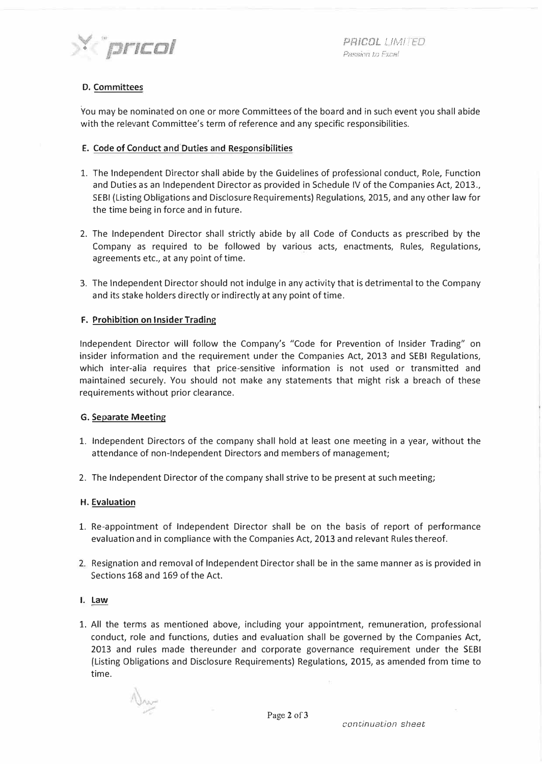### D. Committees

You may be nominated on one or more Committees of the board and in such event you shall abide with the relevant Committee's term of reference and any specific responsibilities.

### E. Code of Conduct and Duties and Responsibilities

1. The Independent Director shall abide by the Guidelines of professional conduct, Role, Function and Duties as an Independent Director as provided in Schedule IV of the Companies Act, 2013., SEBI (Listing Obligations and Disclosure Requirements) Regulations, 2015, and any other law for the time being in force and in future.

2. The Independent Director shall strictly abide by all Code of Conducts as prescribed by the Company as required to be followed by various acts, enactments, Rules, Regulations, agreements etc., at any point of time.

3. The Independent Director should not indulge in any activity that is detrimental to the Company and its stake holders directly or indirectly at any point of time.

### F. Prohibition on Insider Trading

Independent Director will follow the Company's "Code for Prevention of Insider Trading" on insider information and the requirement under the Companies Act, 2013 and SEBI Regulations, which inter-alia requires that price-sensitive information is not used or transmitted and maintained securely. You should not make any statements that might risk a breach of these requirements without prior clearance.

### G. Separate Meeting

1. Independent Directors of the company shall hold at least one meeting in a year, without the attendance of non-Independent Directors and members of management;

2. The Independent Director of the company shall strive to be present at such meeting;

### H. Evaluation

1. Re-appointment of Independent Director shall be on the basis of report of performance evaluation and in compliance with the Companies Act, 2013 and relevant Rules thereof.

2. Resignation and removal of Independent Director shall be in the same manner as is provided in Sections 168 and 169 of the Act.

### I. Law

1. All the terms as mentioned above, including your appointment, remuneration, professional conduct, role and functions, duties and evaluation shall be governed by the Companies Act, 2013 and rules made thereunder and corporate governance requirement under the SEBI (Listing Obligations and Disclosure Requirements) Regulations, 2015, as amended from time to time.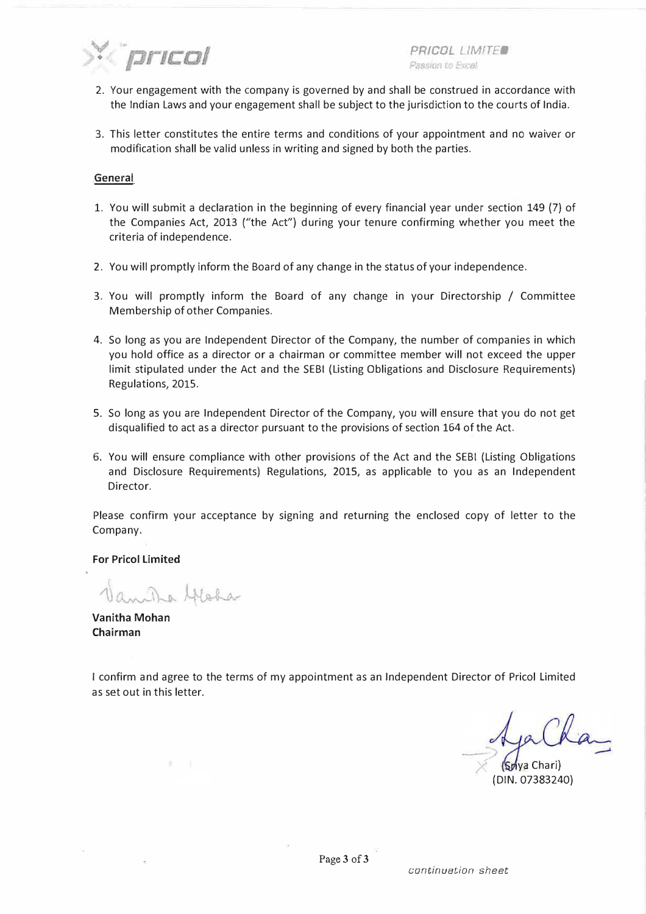2. Your engagement with the company is governed by and shall be construed in accordance with the Indian Laws and your engagement shall be subject to the jurisdiction to the courts of India.

3. This letter constitutes the entire terms and conditions of your appointment and no waiver or modification shall be valid unless in writing and signed by both the parties.

**General**

1. You will submit a declaration in the beginning of every financial year under section 149 (7) of the Companies Act, 2013 ("the Act") during your tenure confirming whether you meet the criteria of independence.

2. You will promptly inform the Board of any change in the status of your independence.

3. You will promptly inform the Board of any change in your Directorship / Committee Membership of other Companies.

4. So long as you are Independent Director of the Company, the number of companies in which you hold office as a director or a chairman or committee member will not exceed the upper limit stipulated under the Act and the SEBI (Listing Obligations and Disclosure Requirements) Regulations, 2015.

5. So long as you are Independent Director of the Company, you will ensure that you do not get disqualified to act as a director pursuant to the provisions of section 164 of the Act.

6. You will ensure compliance with other provisions of the Act and the SEBI (Listing Obligations and Disclosure Requirements) Regulations, 2015, as applicable to you as an Independent Director.

Please confirm your acceptance by signing and returning the enclosed copy of letter to the Company.

**For Pricol Limited**

Vanitha Mohan

**Vanitha Mohan**
**Chairman**

I confirm and agree to the terms of my appointment as an Independent Director of Pricol Limited as set out in this letter.

(Sriya Chari)
(DIN. 07383240)

continuation sheet